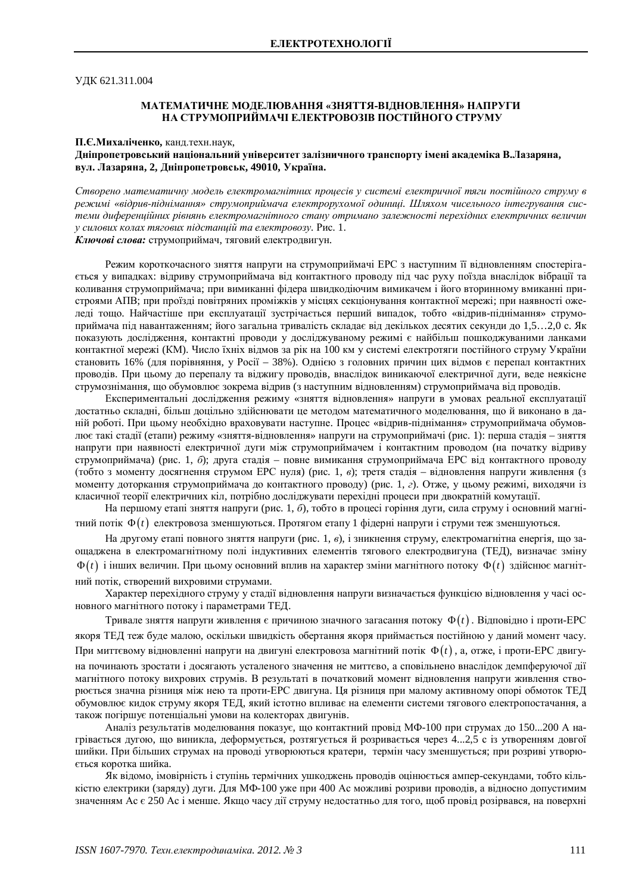УДК 621.311.004

## МАТЕМАТИЧНЕ МОДЕЛЮВАННЯ «ЗНЯТТЯ-ВІДНОВЛЕННЯ» НАПРУГИ НА СТРУМОПРИЙМАЧІ ЕЛЕКТРОВОЗІВ ПОСТІЙНОГО СТРУМУ

**П.Є.Михаліченко,** канд.техн.наук,
**Дніпропетровський національний університет залізничного транспорту імені академіка В.Лазаряна, вул. Лазаряна, 2, Дніпропетровськ, 49010, Україна.**

*Створено математичну модель електромагнітних процесів у системі електричної тяги постійного струму в режимі «відрив-піднімання» струмоприймача електрорухомої одиниці. Шляхом чисельного інтегрування системи диференційних рівнянь електромагнітного стану отримано залежності перехідних електричних величин у силових колах тягових підстанцій та електровозу.* Рис. 1.

***Ключові слова:*** струмоприймач, тяговий електродвигун.

Режим короткочасного зняття напруги на струмоприймачі ЕРС з наступним її відновленням спостерігається у випадках: відриву струмоприймача від контактного проводу під час руху поїзда внаслідок вібрації та коливання струмоприймача; при вимиканні фідера швидкодіючим вимикачем і його вторинному вмиканні пристроями АПВ; при проїзді повітряних проміжків у місцях секціонування контактної мережі; при наявності ожеледі тощо. Найчастіше при експлуатації зустрічається перший випадок, тобто «відрив-піднімання» струмоприймача під навантаженням; його загальна тривалість складає від декількох десятих секунди до 1,5…2,0 с. Як показують дослідження, контактні проводи у досліджуваному режимі є найбільш пошкоджуваними ланками контактної мережі (КМ). Число їхніх відмов за рік на 100 км у системі електротяги постійного струму України становить 16% (для порівняння, у Росії – 38%). Однією з головних причин цих відмов є перепал контактних проводів. При цьому до перепалу та віджигу проводів, внаслідок виникаючої електричної дуги, веде неякісне струмознімання, що обумовлює зокрема відрив (з наступним відновленням) струмоприймача від проводів.

Експериментальні дослідження режиму «зняття відновлення» напруги в умовах реальної експлуатації достатньо складні, більш доцільно здійснювати це методом математичного моделювання, що й виконано в даній роботі. При цьому необхідно враховувати наступне. Процес «відрив-піднімання» струмоприймача обумовлює такі стадії (етапи) режиму «зняття-відновлення» напруги на струмоприймачі (рис. 1): перша стадія – зняття напруги при наявності електричної дуги між струмоприймачем і контактним проводом (на початку відриву струмоприймача) (рис. 1, *б*); друга стадія – повне вимикання струмоприймача ЕРС від контактного проводу (тобто з моменту досягнення струмом ЕРС нуля) (рис. 1, *в*); третя стадія – відновлення напруги живлення (з моменту доторкання струмоприймача до контактного проводу) (рис. 1, *г*). Отже, у цьому режимі, виходячи із класичної теорії електричних кіл, потрібно досліджувати перехідні процеси при двократній комутації.

На першому етапі зняття напруги (рис. 1, *б*), тобто в процесі горіння дуги, сила струму і основний магнітний потік $\Phi(t)$ електровоза зменшуються. Протягом етапу 1 фідерні напруги і струми теж зменшуються.

На другому етапі повного зняття напруги (рис. 1, *в*), і зникнення струму, електромагнітна енергія, що заощаджена в електромагнітному полі індуктивних елементів тягового електродвигуна (ТЕД), визначає зміну $\Phi(t)$ і інших величин. При цьому основний вплив на характер зміни магнітного потоку $\Phi(t)$ здійснює магнітний потік, створений вихровими струмами.

Характер перехідного струму у стадії відновлення напруги визначається функцією відновлення у часі основного магнітного потоку і параметрами ТЕД.

Тривале зняття напруги живлення є причиною значного загасання потоку $\Phi(t)$. Відповідно і проти-ЕРС якоря ТЕД теж буде малою, оскільки швидкість обертання якоря приймається постійною у даний момент часу. При миттєвому відновленні напруги на двигуні електровоза магнітний потік $\Phi(t)$, а, отже, і проти-ЕРС двигуна починають зростати і досягають усталеного значення не миттєво, а сповільнено внаслідок демпферуючої дії магнітного потоку вихрових струмів. В результаті в початковий момент відновлення напруги живлення створюється значна різниця між нею та проти-ЕРС двигуна. Ця різниця при малому активному опорі обмоток ТЕД обумовлює кидок струму якоря ТЕД, який істотно впливає на елементи системи тягового електропостачання, а також погіршує потенціальні умови на колекторах двигунів.

Аналіз результатів моделювання показує, що контактний провід МФ-100 при струмах до 150...200 А нагрівається дугою, що виникла, деформується, розтягується й розривається через 4...2,5 с із утворенням довгої шийки. При більших струмах на проводі утворюються кратери, термін часу зменшується; при розриві утворюється коротка шийка.

Як відомо, імовірність і ступінь термічних ушкоджень проводів оцінюється ампер-секундами, тобто кількістю електрики (заряду) дуги. Для МФ-100 уже при 400 Ас можливі розриви проводів, а відносно допустимим значенням Ас є 250 Ас і менше. Якщо часу дії струму недостатньо для того, щоб провід розірвався, на поверхні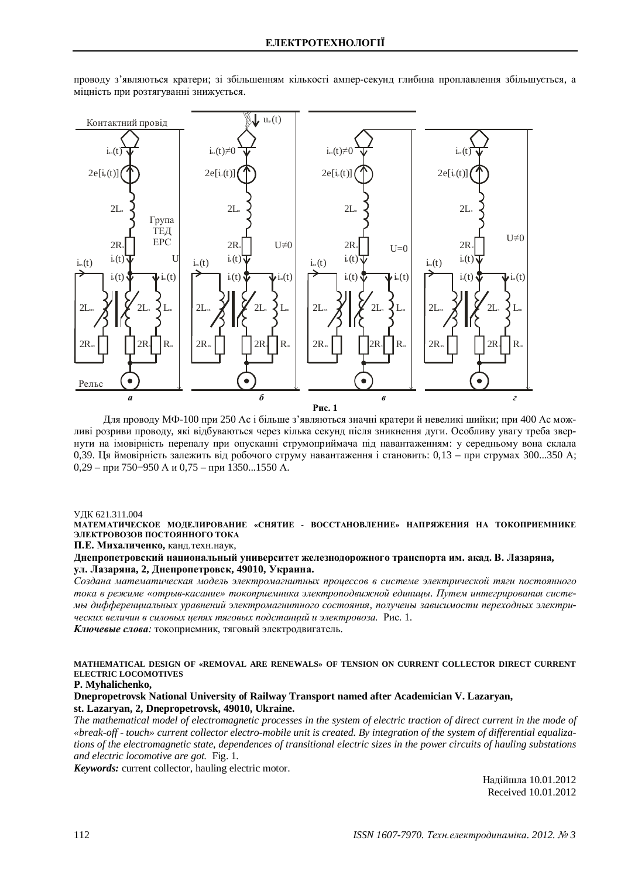проводу з'являються кратери; зі збільшенням кількості ампер-секунд глибина проплавлення збільшується, а міцність при розтягуванні знижується.

Контактний провід

Група ТЕД ЕРС

Рельс

*а* *б* *в* *г*

**Рис. 1**

Для проводу МФ-100 при 250 Ас і більше з'являються значні кратери й невеликі шийки; при 400 Ас можливі розриви проводу, які відбуваються через кілька секунд після зникнення дуги. Особливу увагу треба звернути на імовірність перепалу при опусканні струмоприймача під навантаженням: у середньому вона склала 0,39. Ця ймовірність залежить від робочого струму навантаження і становить: 0,13 – при струмах 300...350 А; 0,29 – при 750−950 А и 0,75 – при 1350...1550 А.

УДК 621.311.004

**МАТЕМАТИЧЕСКОЕ МОДЕЛИРОВАНИЕ «СНЯТИЕ - ВОССТАНОВЛЕНИЕ» НАПРЯЖЕНИЯ НА ТОКОПРИЕМНИКЕ ЭЛЕКТРОВОЗОВ ПОСТОЯННОГО ТОКА**

**П.Е. Михаличенко,** канд.техн.наук,

**Днепропетровский национальный университет железнодорожного транспорта им. акад. В. Лазаряна, ул. Лазаряна, 2, Днепропетровск, 49010, Украина.**

*Создана математическая модель электромагнитных процессов в системе электрической тяги постоянного тока в режиме «отрыв-касание» токоприемника электроподвижной единицы. Путем интегрирования системы дифференциальных уравнений электромагнитного состояния, получены зависимости переходных электрических величин в силовых цепях тяговых подстанций и электровоза.* Рис. 1.

***Ключевые слова:*** токоприемник, тяговый электродвигатель.

**MATHEMATICAL DESIGN OF «REMOVAL ARE RENEWALS» OF TENSION ON CURRENT COLLECTOR DIRECT CURRENT ELECTRIC LOCOMOTIVES**

**P. Myhalichenko,**

**Dnepropetrovsk National University of Railway Transport named after Academician V. Lazaryan, st. Lazaryan, 2, Dnepropetrovsk, 49010, Ukraine.**

*The mathematical model of electromagnetic processes in the system of electric traction of direct current in the mode of «break-off - touch» current collector electro-mobile unit is created. By integration of the system of differential equalizations of the electromagnetic state, dependences of transitional electric sizes in the power circuits of hauling substations and electric locomotive are got.* Fig. 1.

***Keywords:*** current collector, hauling electric motor.

Надійшла 10.01.2012
Received 10.01.2012